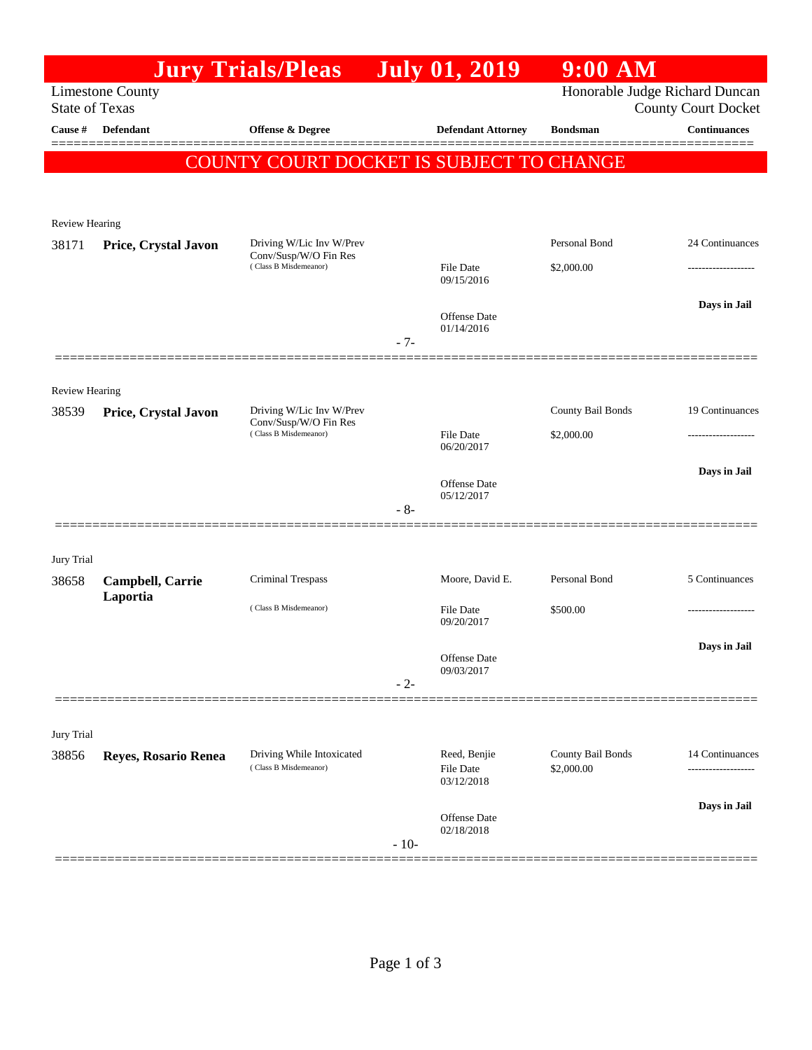# Jury Trials/Pleas July 01, 2019 9:00 AM

Limestone County
State of Texas

Honorable Judge Richard Duncan
County Court Docket

**COUNTY COURT DOCKET IS SUBJECT TO CHANGE**

| Cause # | Defendant | Offense & Degree | Defendant Attorney | Bondsman | Continuances |
|---|---|---|---|---|---|
| **Review Hearing** | | | | | |
| 38171 | **Price, Crystal Javon** | Driving W/Lic Inv W/Prev Conv/Susp/W/O Fin Res (Class B Misdemeanor) | File Date 09/15/2016<br>Offense Date 01/14/2016 | Personal Bond<br>$2,000.00 | 24 Continuances<br>-------------------<br>**Days in Jail** |
| | | - 7- | | | |
| **Review Hearing** | | | | | |
| 38539 | **Price, Crystal Javon** | Driving W/Lic Inv W/Prev Conv/Susp/W/O Fin Res (Class B Misdemeanor) | File Date 06/20/2017<br>Offense Date 05/12/2017 | County Bail Bonds<br>$2,000.00 | 19 Continuances<br>-------------------<br>**Days in Jail** |
| | | - 8- | | | |
| **Jury Trial** | | | | | |
| 38658 | **Campbell, Carrie Laportia** | Criminal Trespass (Class B Misdemeanor) | Moore, David E.<br>File Date 09/20/2017<br>Offense Date 09/03/2017 | Personal Bond<br>$500.00 | 5 Continuances<br>-------------------<br>**Days in Jail** |
| | | - 2- | | | |
| **Jury Trial** | | | | | |
| 38856 | **Reyes, Rosario Renea** | Driving While Intoxicated (Class B Misdemeanor) | Reed, Benjie<br>File Date 03/12/2018<br>Offense Date 02/18/2018 | County Bail Bonds<br>$2,000.00 | 14 Continuances<br>-------------------<br>**Days in Jail** |
| | | - 10- | | | |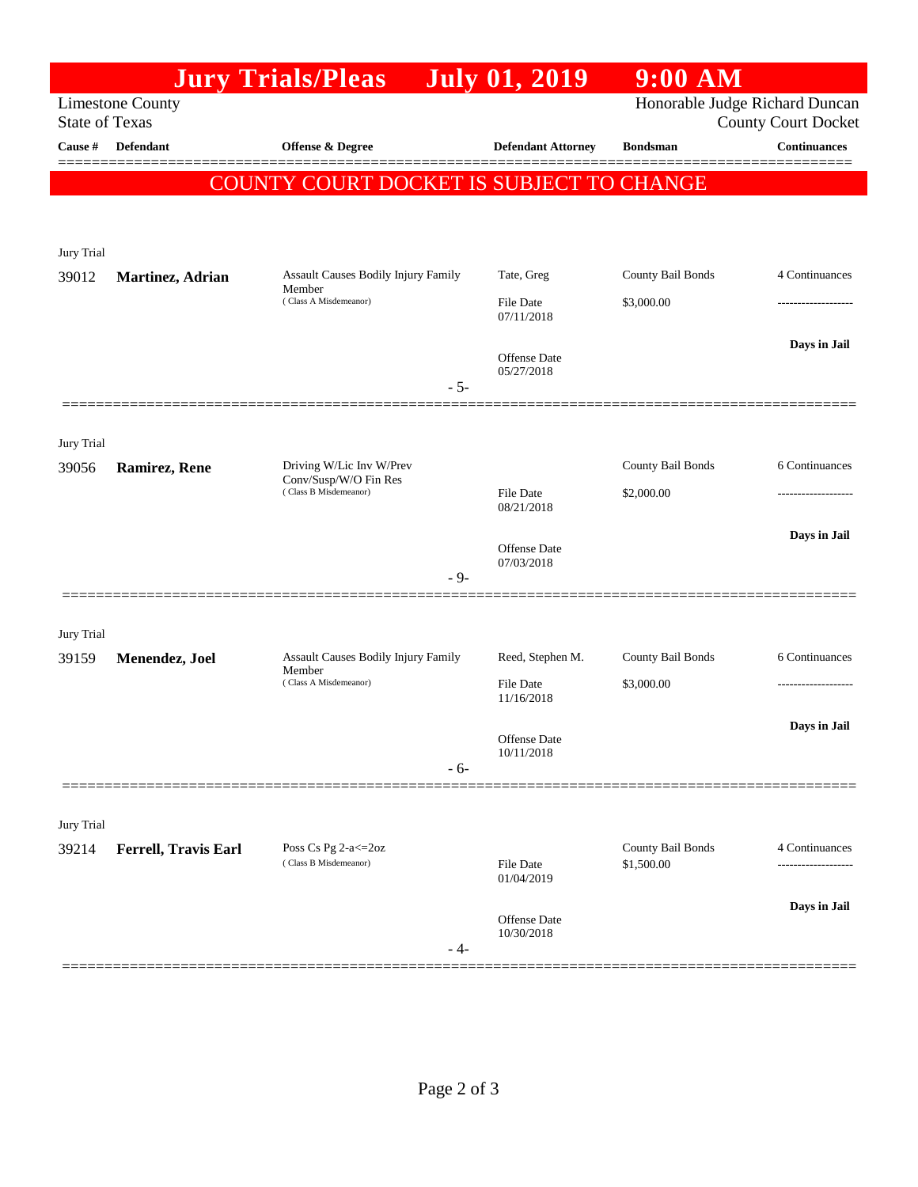# Jury Trials/Pleas July 01, 2019 9:00 AM

Limestone County
State of Texas

Honorable Judge Richard Duncan
County Court Docket

**COUNTY COURT DOCKET IS SUBJECT TO CHANGE**

| Cause # | Defendant | Offense & Degree | Defendant Attorney | Bondsman | Continuances |
|---|---|---|---|---|---|
| Jury Trial | | | | | |
| 39012 | **Martinez, Adrian** | Assault Causes Bodily Injury Family Member (Class A Misdemeanor) | Tate, Greg | County Bail Bonds | 4 Continuances |
| | | | File Date 07/11/2018 | $3,000.00 | ------------------- |
| | | | Offense Date 05/27/2018 | | **Days in Jail** |
| | | - 5- | | | |
| Jury Trial | | | | | |
| 39056 | **Ramirez, Rene** | Driving W/Lic Inv W/Prev Conv/Susp/W/O Fin Res (Class B Misdemeanor) | | County Bail Bonds | 6 Continuances |
| | | | File Date 08/21/2018 | $2,000.00 | ------------------- |
| | | | Offense Date 07/03/2018 | | **Days in Jail** |
| | | - 9- | | | |
| Jury Trial | | | | | |
| 39159 | **Menendez, Joel** | Assault Causes Bodily Injury Family Member (Class A Misdemeanor) | Reed, Stephen M. | County Bail Bonds | 6 Continuances |
| | | | File Date 11/16/2018 | $3,000.00 | ------------------- |
| | | | Offense Date 10/11/2018 | | **Days in Jail** |
| | | - 6- | | | |
| Jury Trial | | | | | |
| 39214 | **Ferrell, Travis Earl** | Poss Cs Pg 2-a<=2oz (Class B Misdemeanor) | | County Bail Bonds | 4 Continuances |
| | | | File Date 01/04/2019 | $1,500.00 | ------------------- |
| | | | Offense Date 10/30/2018 | | **Days in Jail** |
| | | - 4- | | | |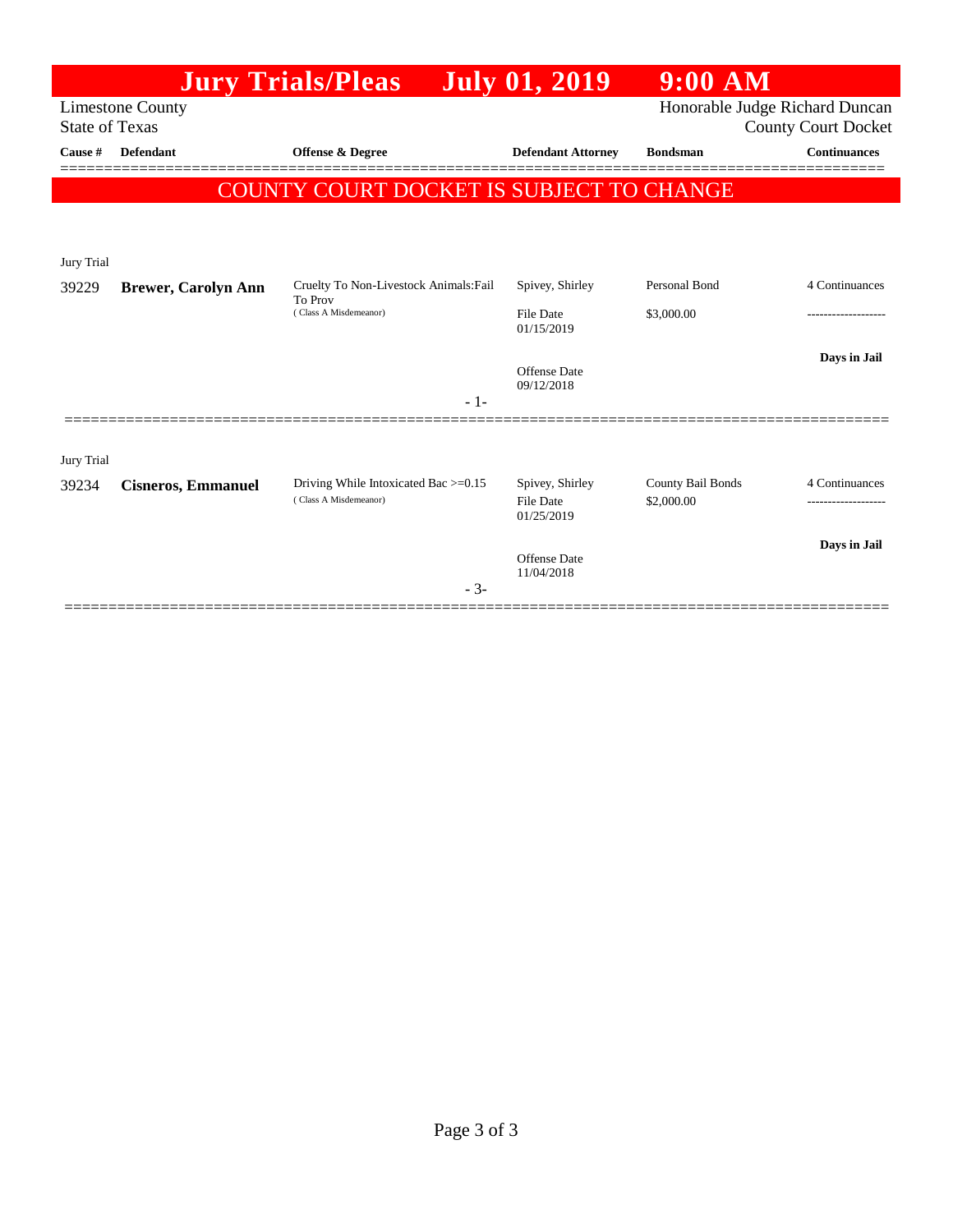# Jury Trials/Pleas July 01, 2019 9:00 AM

Limestone County
State of Texas

Honorable Judge Richard Duncan
County Court Docket

| Cause # | Defendant | Offense & Degree | Defendant Attorney | Bondsman | Continuances |
|---|---|---|---|---|---|

## COUNTY COURT DOCKET IS SUBJECT TO CHANGE

Jury Trial

| Cause # | Defendant | Offense & Degree | Defendant Attorney | Bondsman | Continuances |
|---|---|---|---|---|---|
| 39229 | **Brewer, Carolyn Ann** | Cruelty To Non-Livestock Animals:Fail To Prov (Class A Misdemeanor) | Spivey, Shirley | Personal Bond | 4 Continuances |
| | | | File Date 01/15/2019 | $3,000.00 | ------------------- |
| | | | Offense Date 09/12/2018 | | **Days in Jail** |

- 1-

Jury Trial

| Cause # | Defendant | Offense & Degree | Defendant Attorney | Bondsman | Continuances |
|---|---|---|---|---|---|
| 39234 | **Cisneros, Emmanuel** | Driving While Intoxicated Bac >=0.15 (Class A Misdemeanor) | Spivey, Shirley | County Bail Bonds | 4 Continuances |
| | | | File Date 01/25/2019 | $2,000.00 | ------------------- |
| | | | Offense Date 11/04/2018 | | **Days in Jail** |

- 3-